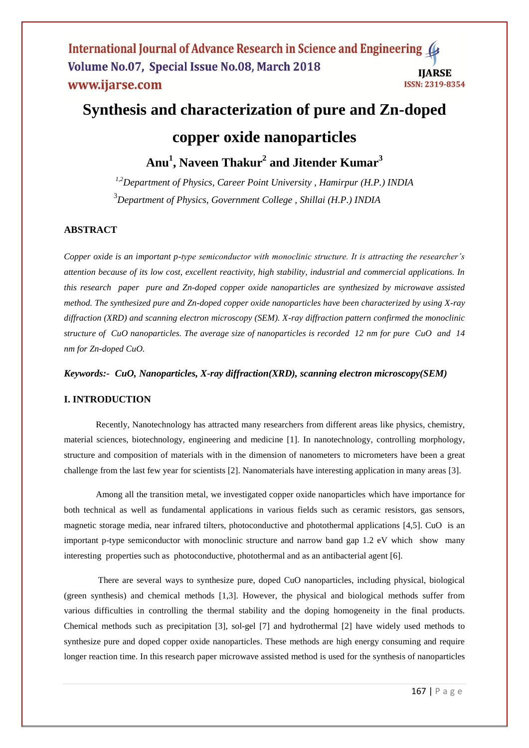# Synthesis and characterization of pure and Zn-doped copper oxide nanoparticles

**Anu[1], Naveen Thakur[2] and Jitender Kumar[3]**

*[1,2]Department of Physics, Career Point University , Hamirpur (H.P.) INDIA*

*[3]Department of Physics, Government College , Shillai (H.P.) INDIA*

## ABSTRACT

*Copper oxide is an important p-type semiconductor with monoclinic structure. It is attracting the researcher's attention because of its low cost, excellent reactivity, high stability, industrial and commercial applications. In this research paper pure and Zn-doped copper oxide nanoparticles are synthesized by microwave assisted method. The synthesized pure and Zn-doped copper oxide nanoparticles have been characterized by using X-ray diffraction (XRD) and scanning electron microscopy (SEM). X-ray diffraction pattern confirmed the monoclinic structure of CuO nanoparticles. The average size of nanoparticles is recorded 12 nm for pure CuO and 14 nm for Zn-doped CuO.*

***Keywords:-*** ***CuO, Nanoparticles, X-ray diffraction(XRD), scanning electron microscopy(SEM)***

## I. INTRODUCTION

Recently, Nanotechnology has attracted many researchers from different areas like physics, chemistry, material sciences, biotechnology, engineering and medicine [1]. In nanotechnology, controlling morphology, structure and composition of materials with in the dimension of nanometers to micrometers have been a great challenge from the last few year for scientists [2]. Nanomaterials have interesting application in many areas [3].

Among all the transition metal, we investigated copper oxide nanoparticles which have importance for both technical as well as fundamental applications in various fields such as ceramic resistors, gas sensors, magnetic storage media, near infrared tilters, photoconductive and photothermal applications [4,5]. CuO is an important p-type semiconductor with monoclinic structure and narrow band gap 1.2 eV which show many interesting properties such as photoconductive, photothermal and as an antibacterial agent [6].

There are several ways to synthesize pure, doped CuO nanoparticles, including physical, biological (green synthesis) and chemical methods [1,3]. However, the physical and biological methods suffer from various difficulties in controlling the thermal stability and the doping homogeneity in the final products. Chemical methods such as precipitation [3], sol-gel [7] and hydrothermal [2] have widely used methods to synthesize pure and doped copper oxide nanoparticles. These methods are high energy consuming and require longer reaction time. In this research paper microwave assisted method is used for the synthesis of nanoparticles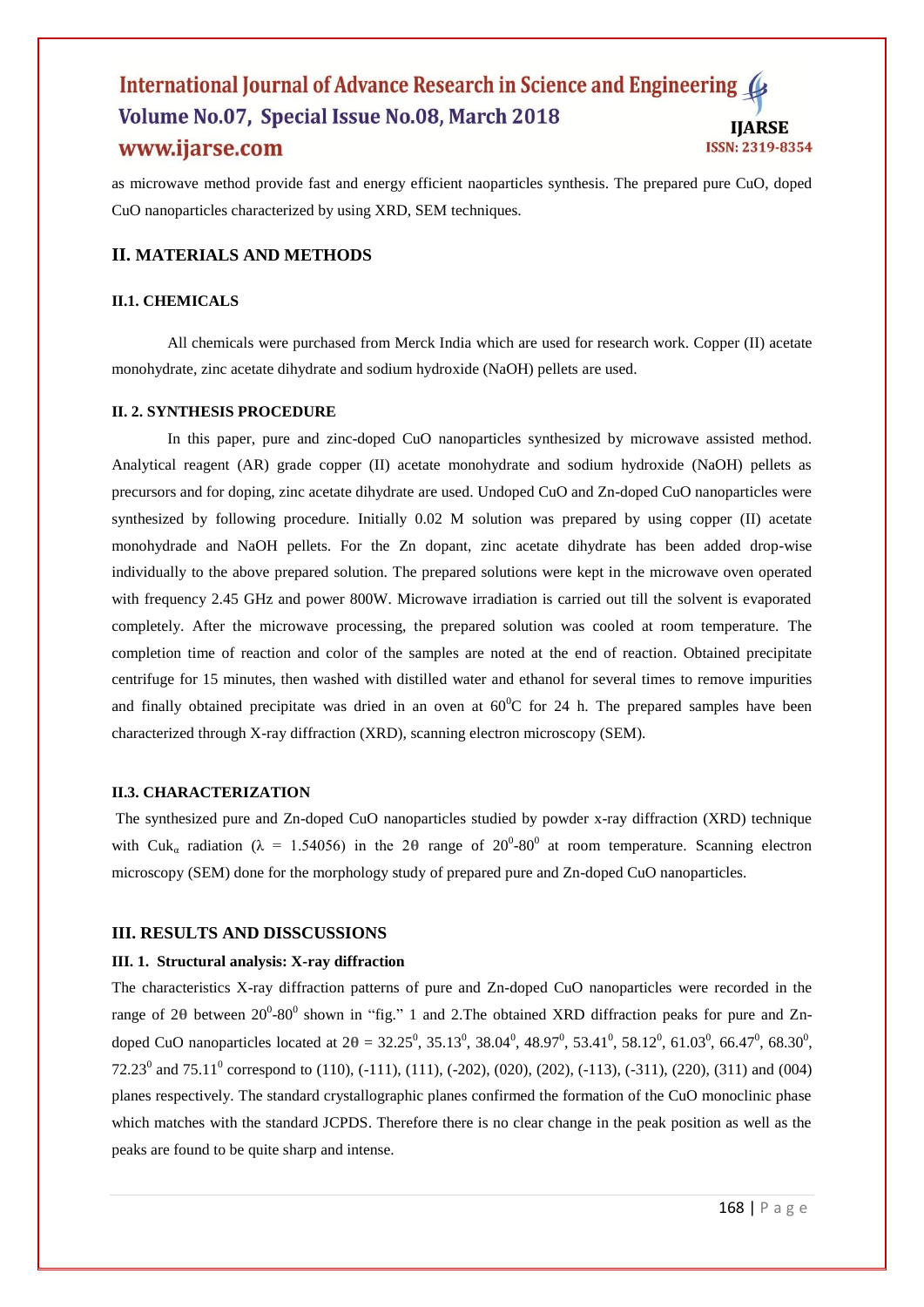as microwave method provide fast and energy efficient naoparticles synthesis. The prepared pure CuO, doped CuO nanoparticles characterized by using XRD, SEM techniques.

## II. MATERIALS AND METHODS

### II.1. CHEMICALS

All chemicals were purchased from Merck India which are used for research work. Copper (II) acetate monohydrate, zinc acetate dihydrate and sodium hydroxide (NaOH) pellets are used.

### II. 2. SYNTHESIS PROCEDURE

In this paper, pure and zinc-doped CuO nanoparticles synthesized by microwave assisted method. Analytical reagent (AR) grade copper (II) acetate monohydrate and sodium hydroxide (NaOH) pellets as precursors and for doping, zinc acetate dihydrate are used. Undoped CuO and Zn-doped CuO nanoparticles were synthesized by following procedure. Initially 0.02 M solution was prepared by using copper (II) acetate monohydrade and NaOH pellets. For the Zn dopant, zinc acetate dihydrate has been added drop-wise individually to the above prepared solution. The prepared solutions were kept in the microwave oven operated with frequency 2.45 GHz and power 800W. Microwave irradiation is carried out till the solvent is evaporated completely. After the microwave processing, the prepared solution was cooled at room temperature. The completion time of reaction and color of the samples are noted at the end of reaction. Obtained precipitate centrifuge for 15 minutes, then washed with distilled water and ethanol for several times to remove impurities and finally obtained precipitate was dried in an oven at $60^0$C for 24 h. The prepared samples have been characterized through X-ray diffraction (XRD), scanning electron microscopy (SEM).

### II.3. CHARACTERIZATION

The synthesized pure and Zn-doped CuO nanoparticles studied by powder x-ray diffraction (XRD) technique with Cuk$_\alpha$ radiation ($\lambda$ = 1.54056) in the $2\theta$ range of $20^0$-$80^0$ at room temperature. Scanning electron microscopy (SEM) done for the morphology study of prepared pure and Zn-doped CuO nanoparticles.

## III. RESULTS AND DISSCUSSIONS

### III. 1. Structural analysis: X-ray diffraction

The characteristics X-ray diffraction patterns of pure and Zn-doped CuO nanoparticles were recorded in the range of $2\theta$ between $20^0$-$80^0$ shown in "fig." 1 and 2.The obtained XRD diffraction peaks for pure and Zn-doped CuO nanoparticles located at $2\theta$ = $32.25^0$, $35.13^0$, $38.04^0$, $48.97^0$, $53.41^0$, $58.12^0$, $61.03^0$, $66.47^0$, $68.30^0$, $72.23^0$ and $75.11^0$ correspond to (110), (-111), (111), (-202), (020), (202), (-113), (-311), (220), (311) and (004) planes respectively. The standard crystallographic planes confirmed the formation of the CuO monoclinic phase which matches with the standard JCPDS. Therefore there is no clear change in the peak position as well as the peaks are found to be quite sharp and intense.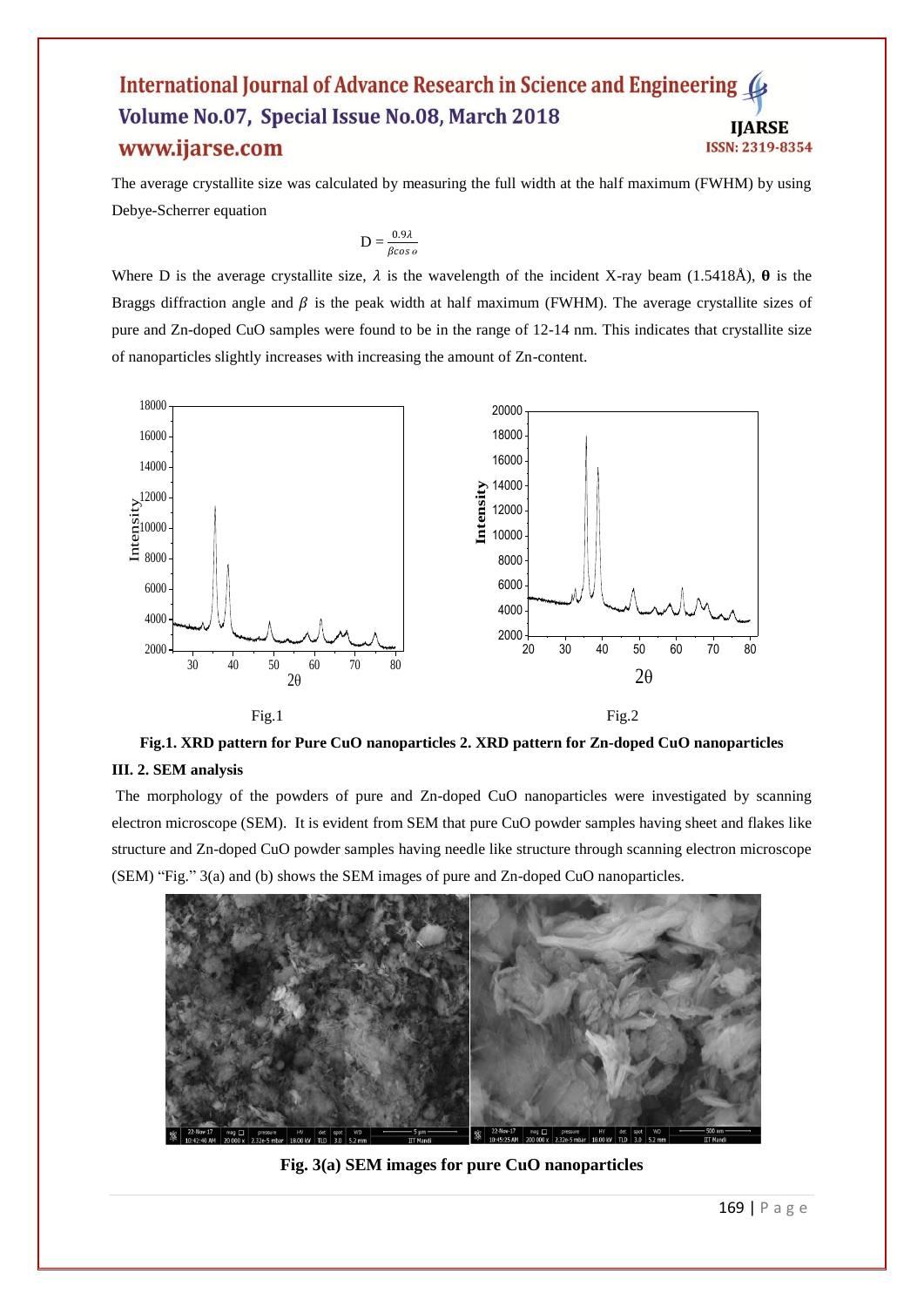The average crystallite size was calculated by measuring the full width at the half maximum (FWHM) by using Debye-Scherrer equation

$$D = \frac{0.9\lambda}{\beta \cos\theta}$$

Where D is the average crystallite size, $\lambda$ is the wavelength of the incident X-ray beam (1.5418Å), $\boldsymbol{\theta}$ is the Braggs diffraction angle and $\beta$ is the peak width at half maximum (FWHM). The average crystallite sizes of pure and Zn-doped CuO samples were found to be in the range of 12-14 nm. This indicates that crystallite size of nanoparticles slightly increases with increasing the amount of Zn-content.

Intensity
18000
16000
14000
12000
10000
8000
6000
4000
2000
30 40 50 60 70 80
2θ

Fig.1

Intensity
20000
18000
16000
14000
12000
10000
8000
6000
4000
2000
20 30 40 50 60 70 80
2θ

Fig.2

**Fig.1. XRD pattern for Pure CuO nanoparticles 2. XRD pattern for Zn-doped CuO nanoparticles**

**III. 2. SEM analysis**

The morphology of the powders of pure and Zn-doped CuO nanoparticles were investigated by scanning electron microscope (SEM). It is evident from SEM that pure CuO powder samples having sheet and flakes like structure and Zn-doped CuO powder samples having needle like structure through scanning electron microscope (SEM) "Fig." 3(a) and (b) shows the SEM images of pure and Zn-doped CuO nanoparticles.

**Fig. 3(a) SEM images for pure CuO nanoparticles**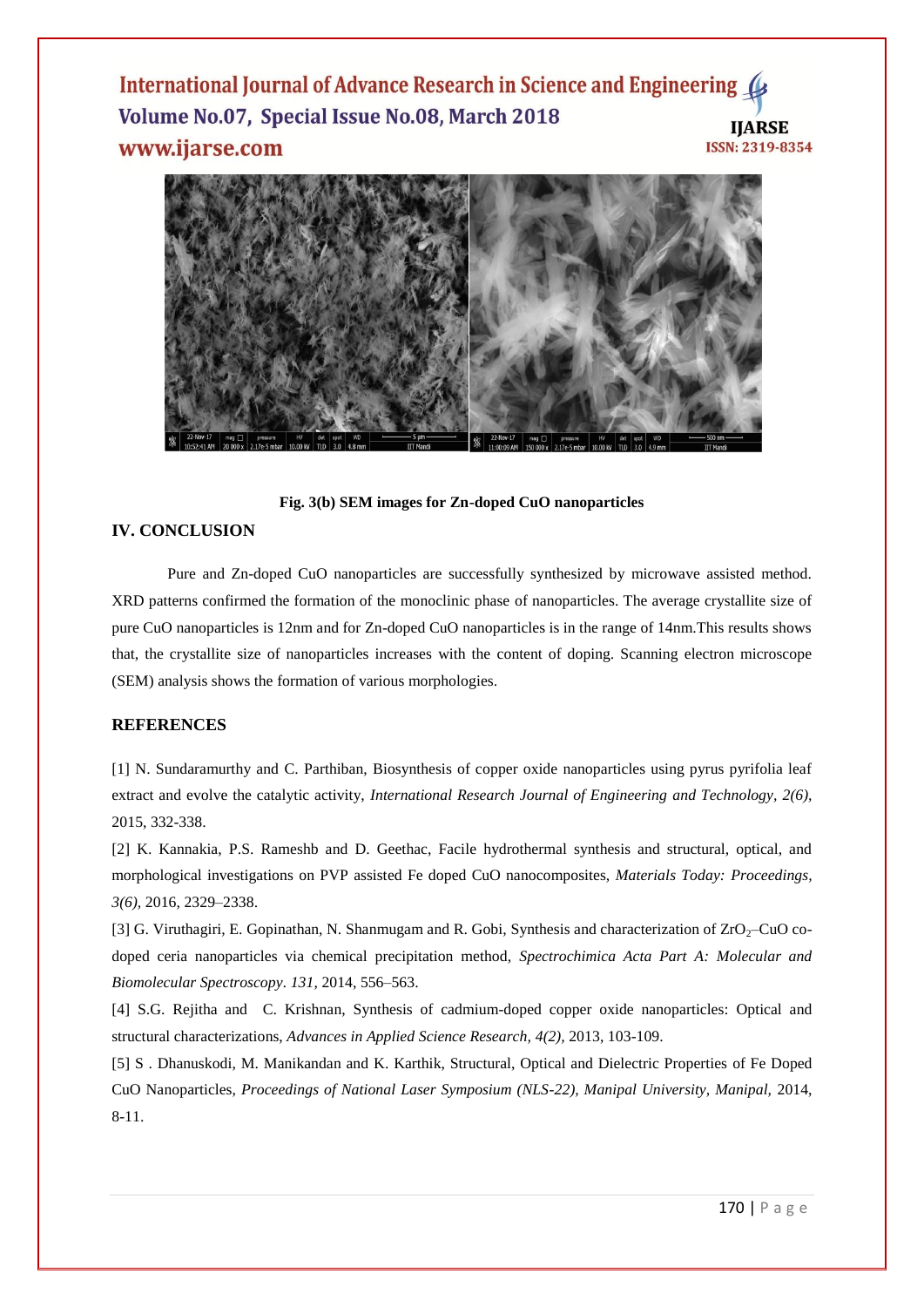**Fig. 3(b) SEM images for Zn-doped CuO nanoparticles**

## IV. CONCLUSION

Pure and Zn-doped CuO nanoparticles are successfully synthesized by microwave assisted method. XRD patterns confirmed the formation of the monoclinic phase of nanoparticles. The average crystallite size of pure CuO nanoparticles is 12nm and for Zn-doped CuO nanoparticles is in the range of 14nm.This results shows that, the crystallite size of nanoparticles increases with the content of doping. Scanning electron microscope (SEM) analysis shows the formation of various morphologies.

## REFERENCES

[1] N. Sundaramurthy and C. Parthiban, Biosynthesis of copper oxide nanoparticles using pyrus pyrifolia leaf extract and evolve the catalytic activity, *International Research Journal of Engineering and Technology, 2(6),* 2015, 332-338.

[2] K. Kannakia, P.S. Rameshb and D. Geethac, Facile hydrothermal synthesis and structural, optical, and morphological investigations on PVP assisted Fe doped CuO nanocomposites, *Materials Today: Proceedings, 3(6),* 2016, 2329–2338.

[3] G. Viruthagiri, E. Gopinathan, N. Shanmugam and R. Gobi, Synthesis and characterization of $ZrO_2$–CuO co-doped ceria nanoparticles via chemical precipitation method, *Spectrochimica Acta Part A: Molecular and Biomolecular Spectroscopy. 131,* 2014, 556–563.

[4] S.G. Rejitha and C. Krishnan, Synthesis of cadmium-doped copper oxide nanoparticles: Optical and structural characterizations, *Advances in Applied Science Research, 4(2),* 2013, 103-109.

[5] S . Dhanuskodi, M. Manikandan and K. Karthik, Structural, Optical and Dielectric Properties of Fe Doped CuO Nanoparticles, *Proceedings of National Laser Symposium (NLS-22), Manipal University, Manipal,* 2014, 8-11.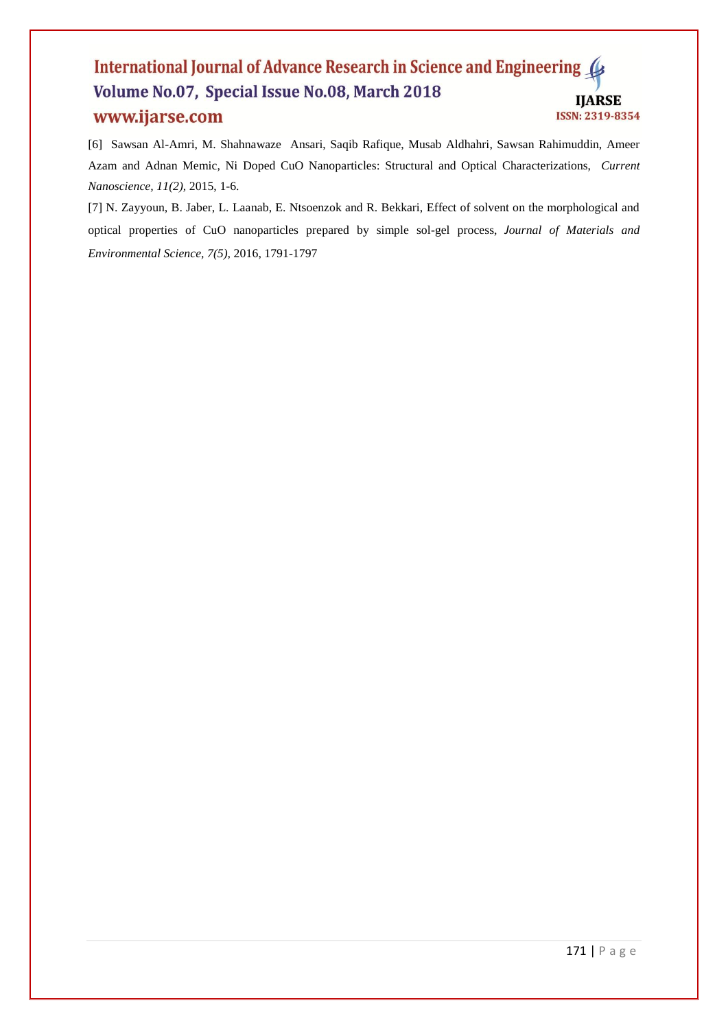[6] Sawsan Al-Amri, M. Shahnawaze Ansari, Saqib Rafique, Musab Aldhahri, Sawsan Rahimuddin, Ameer Azam and Adnan Memic, Ni Doped CuO Nanoparticles: Structural and Optical Characterizations, *Current Nanoscience, 11(2),* 2015, 1-6.

[7] N. Zayyoun, B. Jaber, L. Laanab, E. Ntsoenzok and R. Bekkari, Effect of solvent on the morphological and optical properties of CuO nanoparticles prepared by simple sol-gel process, *Journal of Materials and Environmental Science, 7(5),* 2016, 1791-1797